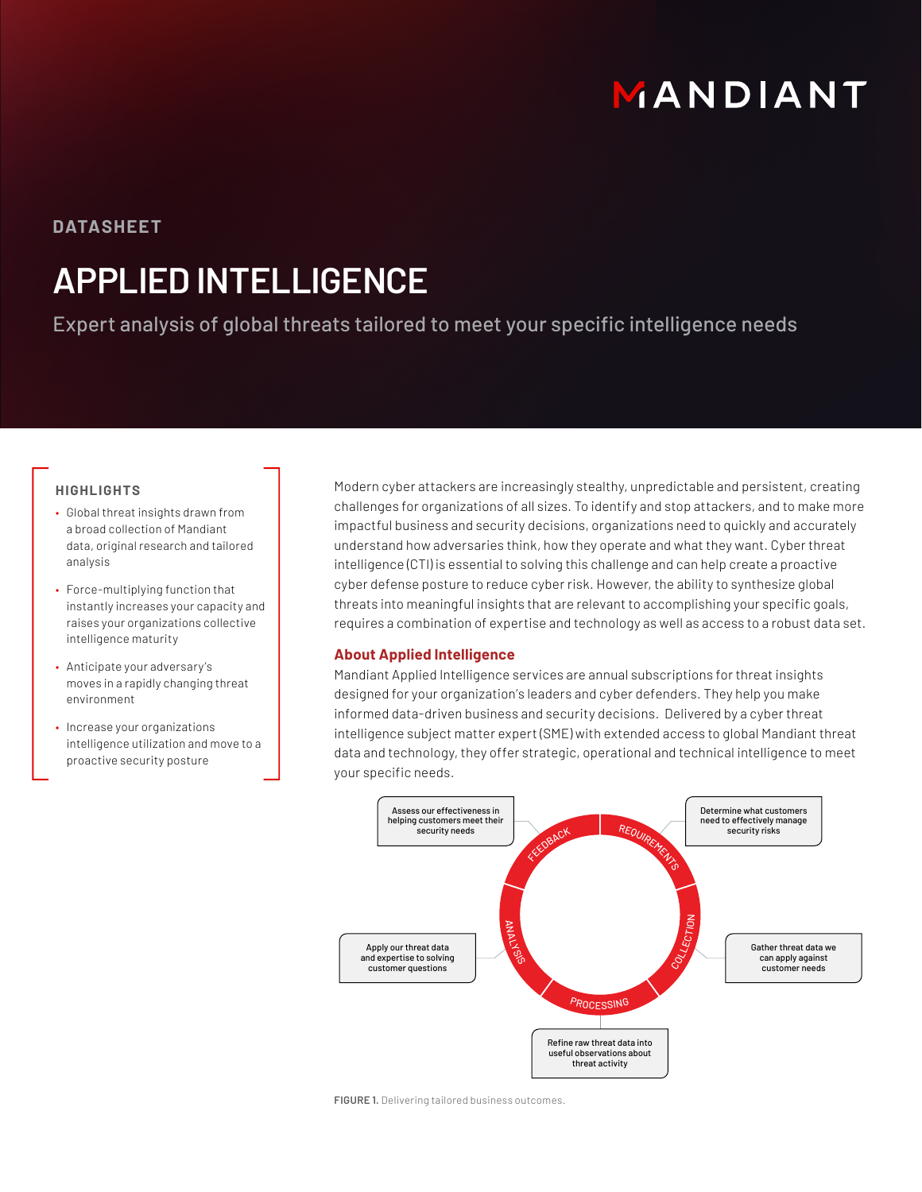MANDIANT

DATASHEET

# APPLIED INTELLIGENCE

Expert analysis of global threats tailored to meet your specific intelligence needs

### HIGHLIGHTS

- Global threat insights drawn from a broad collection of Mandiant data, original research and tailored analysis
- Force-multiplying function that instantly increases your capacity and raises your organizations collective intelligence maturity
- Anticipate your adversary's moves in a rapidly changing threat environment
- Increase your organizations intelligence utilization and move to a proactive security posture

Modern cyber attackers are increasingly stealthy, unpredictable and persistent, creating challenges for organizations of all sizes. To identify and stop attackers, and to make more impactful business and security decisions, organizations need to quickly and accurately understand how adversaries think, how they operate and what they want. Cyber threat intelligence (CTI) is essential to solving this challenge and can help create a proactive cyber defense posture to reduce cyber risk. However, the ability to synthesize global threats into meaningful insights that are relevant to accomplishing your specific goals, requires a combination of expertise and technology as well as access to a robust data set.

## About Applied Intelligence

Mandiant Applied Intelligence services are annual subscriptions for threat insights designed for your organization's leaders and cyber defenders. They help you make informed data-driven business and security decisions. Delivered by a cyber threat intelligence subject matter expert (SME) with extended access to global Mandiant threat data and technology, they offer strategic, operational and technical intelligence to meet your specific needs.

- **Requirements:** Determine what customers need to effectively manage security risks
- **Collection:** Gather threat data we can apply against customer needs
- **Processing:** Refine raw threat data into useful observations about threat activity
- **Analysis:** Apply our threat data and expertise to solving customer questions
- **Feedback:** Assess our effectiveness in helping customers meet their security needs

**FIGURE 1.** Delivering tailored business outcomes.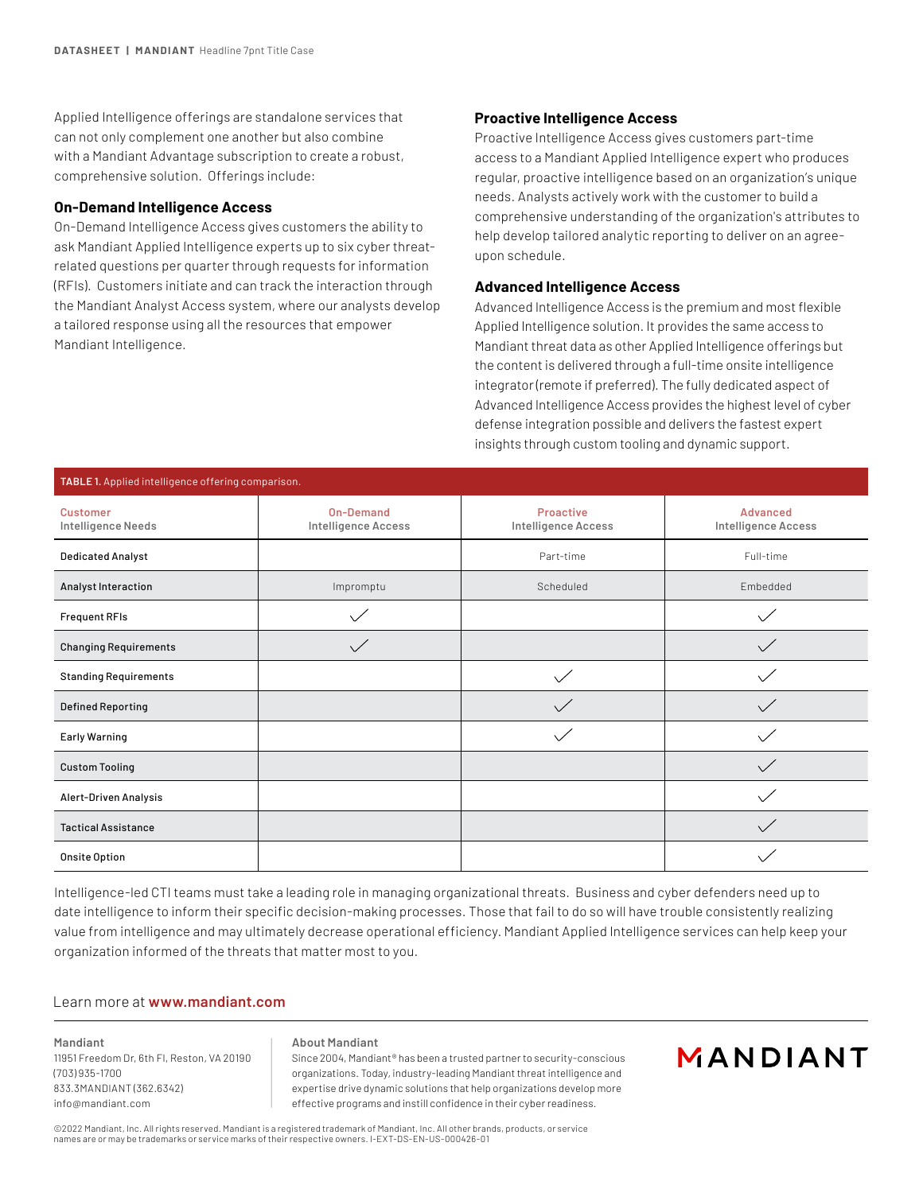Applied Intelligence offerings are standalone services that can not only complement one another but also combine with a Mandiant Advantage subscription to create a robust, comprehensive solution. Offerings include:

### On-Demand Intelligence Access

On-Demand Intelligence Access gives customers the ability to ask Mandiant Applied Intelligence experts up to six cyber threat-related questions per quarter through requests for information (RFIs). Customers initiate and can track the interaction through the Mandiant Analyst Access system, where our analysts develop a tailored response using all the resources that empower Mandiant Intelligence.

### Proactive Intelligence Access

Proactive Intelligence Access gives customers part-time access to a Mandiant Applied Intelligence expert who produces regular, proactive intelligence based on an organization's unique needs. Analysts actively work with the customer to build a comprehensive understanding of the organization's attributes to help develop tailored analytic reporting to deliver on an agree-upon schedule.

### Advanced Intelligence Access

Advanced Intelligence Access is the premium and most flexible Applied Intelligence solution. It provides the same access to Mandiant threat data as other Applied Intelligence offerings but the content is delivered through a full-time onsite intelligence integrator (remote if preferred). The fully dedicated aspect of Advanced Intelligence Access provides the highest level of cyber defense integration possible and delivers the fastest expert insights through custom tooling and dynamic support.

**TABLE 1.** Applied intelligence offering comparison.

| Customer Intelligence Needs | On-Demand Intelligence Access | Proactive Intelligence Access | Advanced Intelligence Access |
|---|---|---|---|
| Dedicated Analyst | | Part-time | Full-time |
| Analyst Interaction | Impromptu | Scheduled | Embedded |
| Frequent RFIs | ✓ | | ✓ |
| Changing Requirements | ✓ | | ✓ |
| Standing Requirements | | ✓ | ✓ |
| Defined Reporting | | ✓ | ✓ |
| Early Warning | | ✓ | ✓ |
| Custom Tooling | | | ✓ |
| Alert-Driven Analysis | | | ✓ |
| Tactical Assistance | | | ✓ |
| Onsite Option | | | ✓ |

Intelligence-led CTI teams must take a leading role in managing organizational threats. Business and cyber defenders need up to date intelligence to inform their specific decision-making processes. Those that fail to do so will have trouble consistently realizing value from intelligence and may ultimately decrease operational efficiency. Mandiant Applied Intelligence services can help keep your organization informed of the threats that matter most to you.

Learn more at **www.mandiant.com**

**Mandiant**
11951 Freedom Dr, 6th Fl, Reston, VA 20190
(703) 935-1700
833.3MANDIANT (362.6342)
info@mandiant.com

**About Mandiant**
Since 2004, Mandiant® has been a trusted partner to security-conscious organizations. Today, industry-leading Mandiant threat intelligence and expertise drive dynamic solutions that help organizations develop more effective programs and instill confidence in their cyber readiness.

MANDIANT

©2022 Mandiant, Inc. All rights reserved. Mandiant is a registered trademark of Mandiant, Inc. All other brands, products, or service names are or may be trademarks or service marks of their respective owners. I-EXT-DS-EN-US-000426-01